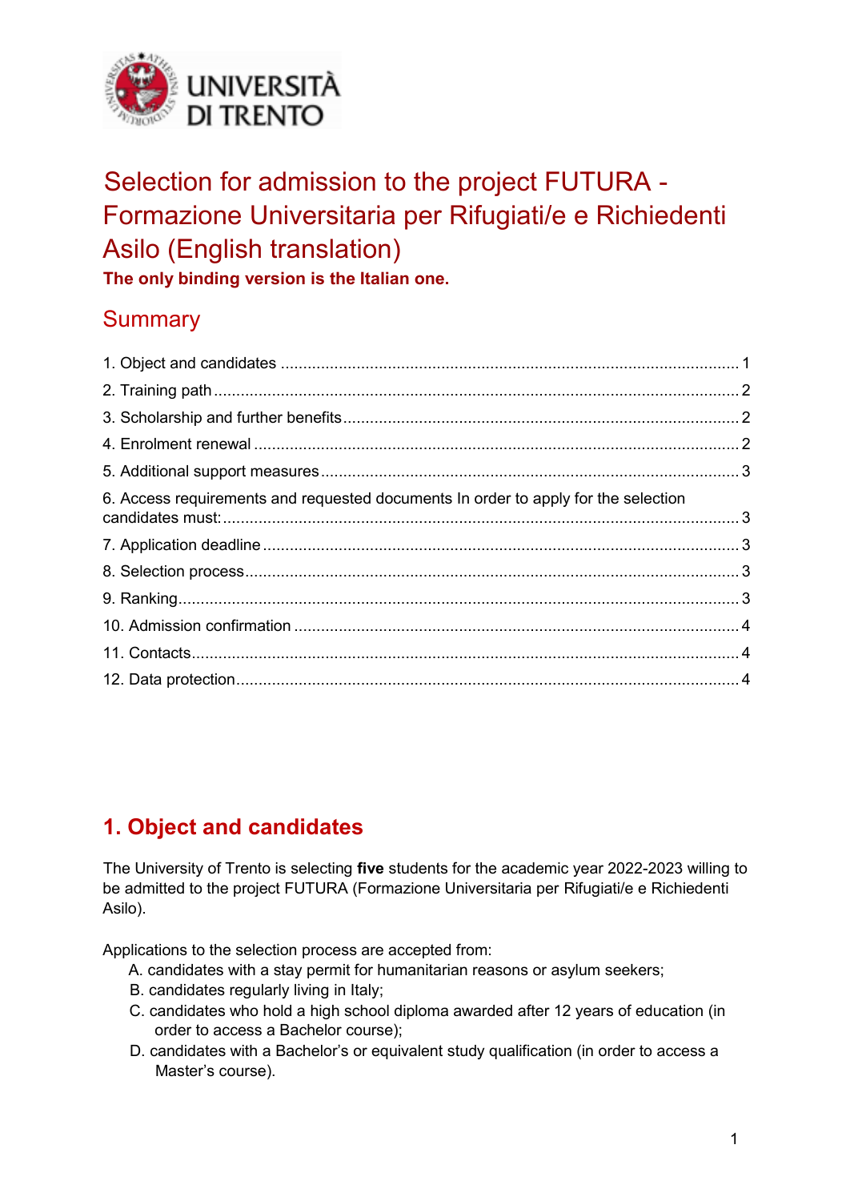# Selection for admission to the project FUTURA - Formazione Universitaria per Rifugiati/e e Richiedenti Asilo (English translation)

**The only binding version is the Italian one.**

## Summary

1. Object and candidates ..... 1
2. Training path ..... 2
3. Scholarship and further benefits ..... 2
4. Enrolment renewal ..... 2
5. Additional support measures ..... 3
6. Access requirements and requested documents In order to apply for the selection candidates must: ..... 3
7. Application deadline ..... 3
8. Selection process ..... 3
9. Ranking ..... 3
10. Admission confirmation ..... 4
11. Contacts ..... 4
12. Data protection ..... 4

## 1. Object and candidates

The University of Trento is selecting **five** students for the academic year 2022-2023 willing to be admitted to the project FUTURA (Formazione Universitaria per Rifugiati/e e Richiedenti Asilo).

Applications to the selection process are accepted from:

A. candidates with a stay permit for humanitarian reasons or asylum seekers;
B. candidates regularly living in Italy;
C. candidates who hold a high school diploma awarded after 12 years of education (in order to access a Bachelor course);
D. candidates with a Bachelor's or equivalent study qualification (in order to access a Master's course).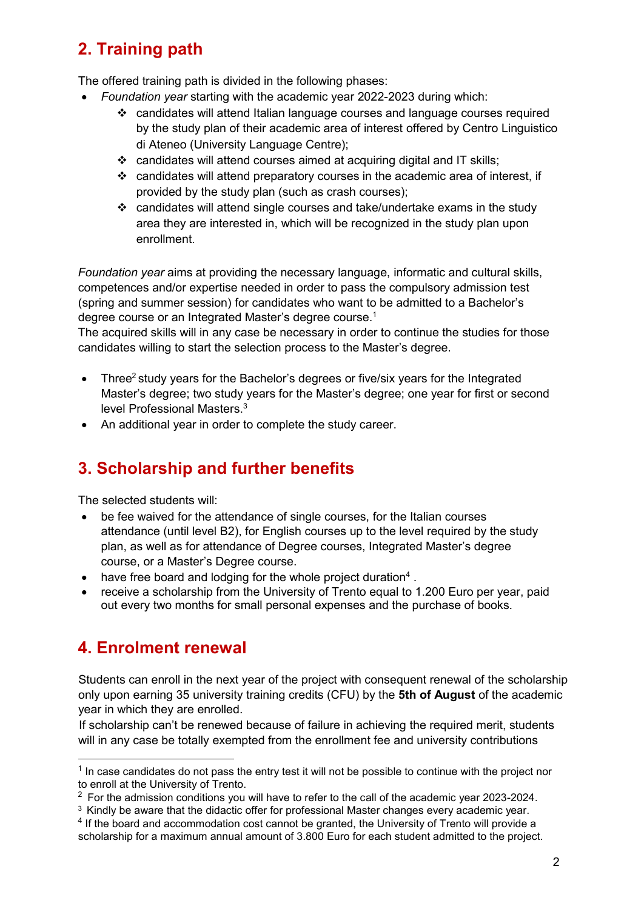## 2. Training path

The offered training path is divided in the following phases:

- *Foundation year* starting with the academic year 2022-2023 during which:
  - candidates will attend Italian language courses and language courses required by the study plan of their academic area of interest offered by Centro Linguistico di Ateneo (University Language Centre);
  - candidates will attend courses aimed at acquiring digital and IT skills;
  - candidates will attend preparatory courses in the academic area of interest, if provided by the study plan (such as crash courses);
  - candidates will attend single courses and take/undertake exams in the study area they are interested in, which will be recognized in the study plan upon enrollment.

*Foundation year* aims at providing the necessary language, informatic and cultural skills, competences and/or expertise needed in order to pass the compulsory admission test (spring and summer session) for candidates who want to be admitted to a Bachelor's degree course or an Integrated Master's degree course.[1]
The acquired skills will in any case be necessary in order to continue the studies for those candidates willing to start the selection process to the Master's degree.

- Three[2] study years for the Bachelor's degrees or five/six years for the Integrated Master's degree; two study years for the Master's degree; one year for first or second level Professional Masters.[3]
- An additional year in order to complete the study career.

## 3. Scholarship and further benefits

The selected students will:

- be fee waived for the attendance of single courses, for the Italian courses attendance (until level B2), for English courses up to the level required by the study plan, as well as for attendance of Degree courses, Integrated Master's degree course, or a Master's Degree course.
- have free board and lodging for the whole project duration[4] .
- receive a scholarship from the University of Trento equal to 1.200 Euro per year, paid out every two months for small personal expenses and the purchase of books.

## 4. Enrolment renewal

Students can enroll in the next year of the project with consequent renewal of the scholarship only upon earning 35 university training credits (CFU) by the **5th of August** of the academic year in which they are enrolled.
If scholarship can't be renewed because of failure in achieving the required merit, students will in any case be totally exempted from the enrollment fee and university contributions

---

[1] In case candidates do not pass the entry test it will not be possible to continue with the project nor to enroll at the University of Trento.

[2] For the admission conditions you will have to refer to the call of the academic year 2023-2024.

[3] Kindly be aware that the didactic offer for professional Master changes every academic year.

[4] If the board and accommodation cost cannot be granted, the University of Trento will provide a scholarship for a maximum annual amount of 3.800 Euro for each student admitted to the project.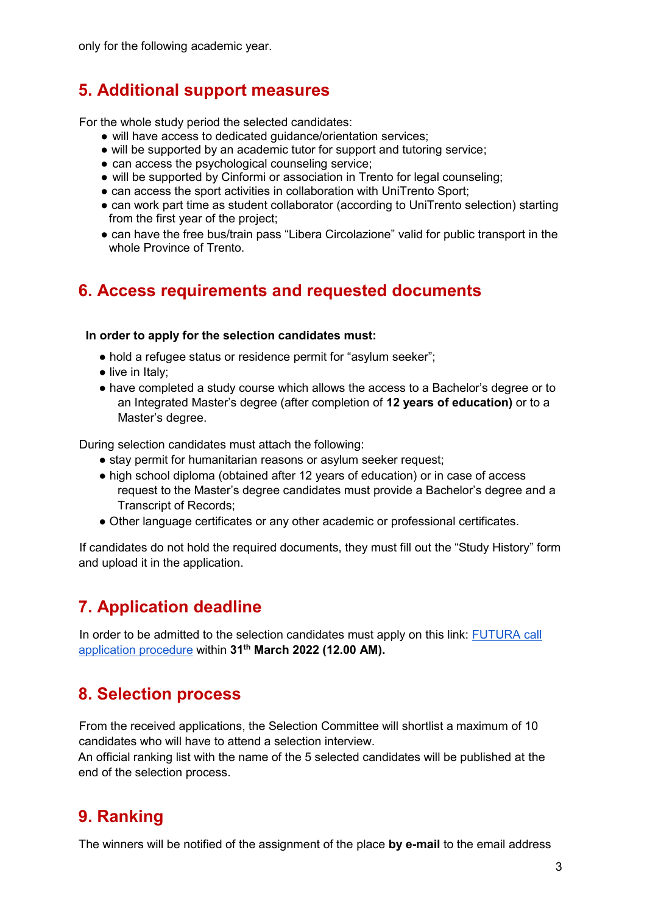only for the following academic year.

## 5. Additional support measures

For the whole study period the selected candidates:

- will have access to dedicated guidance/orientation services;
- will be supported by an academic tutor for support and tutoring service;
- can access the psychological counseling service;
- will be supported by Cinformi or association in Trento for legal counseling;
- can access the sport activities in collaboration with UniTrento Sport;
- can work part time as student collaborator (according to UniTrento selection) starting from the first year of the project;
- can have the free bus/train pass "Libera Circolazione" valid for public transport in the whole Province of Trento.

## 6. Access requirements and requested documents

**In order to apply for the selection candidates must:**

- hold a refugee status or residence permit for "asylum seeker";
- live in Italy;
- have completed a study course which allows the access to a Bachelor's degree or to an Integrated Master's degree (after completion of **12 years of education)** or to a Master's degree.

During selection candidates must attach the following:

- stay permit for humanitarian reasons or asylum seeker request;
- high school diploma (obtained after 12 years of education) or in case of access request to the Master's degree candidates must provide a Bachelor's degree and a Transcript of Records;
- Other language certificates or any other academic or professional certificates.

If candidates do not hold the required documents, they must fill out the "Study History" form and upload it in the application.

## 7. Application deadline

In order to be admitted to the selection candidates must apply on this link: FUTURA call application procedure within **31th March 2022 (12.00 AM).**

## 8. Selection process

From the received applications, the Selection Committee will shortlist a maximum of 10 candidates who will have to attend a selection interview.
An official ranking list with the name of the 5 selected candidates will be published at the end of the selection process.

## 9. Ranking

The winners will be notified of the assignment of the place **by e-mail** to the email address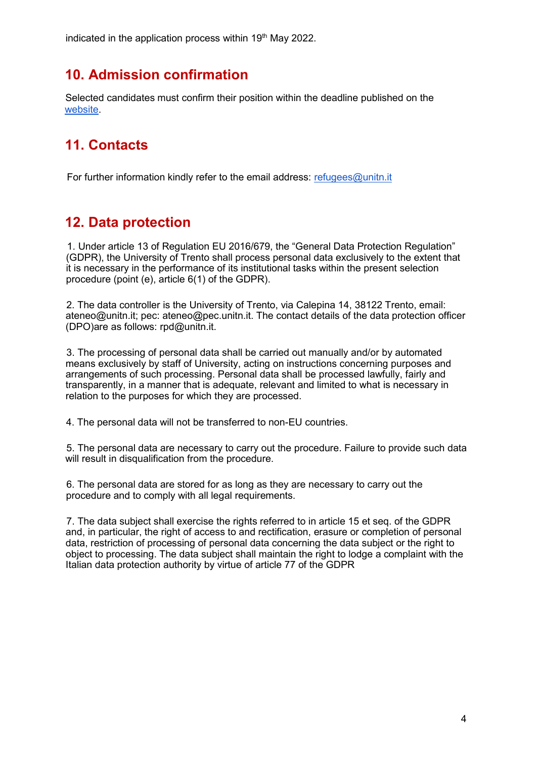indicated in the application process within 19th May 2022.

## 10. Admission confirmation

Selected candidates must confirm their position within the deadline published on the [website](#).

## 11. Contacts

For further information kindly refer to the email address: [refugees@unitn.it](mailto:refugees@unitn.it)

## 12. Data protection

1. Under article 13 of Regulation EU 2016/679, the “General Data Protection Regulation” (GDPR), the University of Trento shall process personal data exclusively to the extent that it is necessary in the performance of its institutional tasks within the present selection procedure (point (e), article 6(1) of the GDPR).

2. The data controller is the University of Trento, via Calepina 14, 38122 Trento, email: ateneo@unitn.it; pec: ateneo@pec.unitn.it. The contact details of the data protection officer (DPO)are as follows: rpd@unitn.it.

3. The processing of personal data shall be carried out manually and/or by automated means exclusively by staff of University, acting on instructions concerning purposes and arrangements of such processing. Personal data shall be processed lawfully, fairly and transparently, in a manner that is adequate, relevant and limited to what is necessary in relation to the purposes for which they are processed.

4. The personal data will not be transferred to non-EU countries.

5. The personal data are necessary to carry out the procedure. Failure to provide such data will result in disqualification from the procedure.

6. The personal data are stored for as long as they are necessary to carry out the procedure and to comply with all legal requirements.

7. The data subject shall exercise the rights referred to in article 15 et seq. of the GDPR and, in particular, the right of access to and rectification, erasure or completion of personal data, restriction of processing of personal data concerning the data subject or the right to object to processing. The data subject shall maintain the right to lodge a complaint with the Italian data protection authority by virtue of article 77 of the GDPR